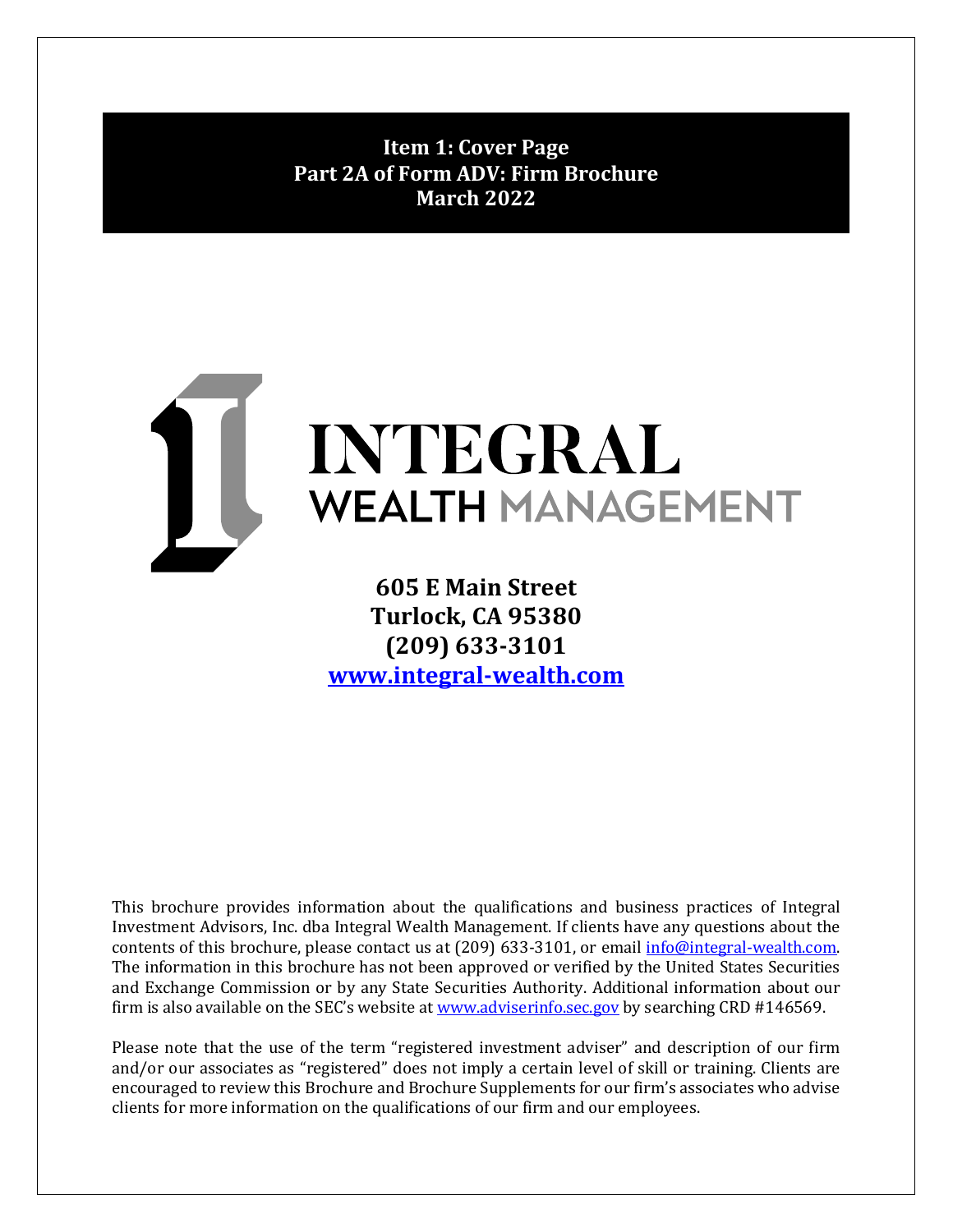# Item 1: Cover Page
# Part 2A of Form ADV: Firm Brochure
# March 2022

**INTEGRAL**
**WEALTH MANAGEMENT**

**605 E Main Street**
**Turlock, CA 95380**
**(209) 633-3101**
**www.integral-wealth.com**

This brochure provides information about the qualifications and business practices of Integral Investment Advisors, Inc. dba Integral Wealth Management. If clients have any questions about the contents of this brochure, please contact us at (209) 633-3101, or email info@integral-wealth.com. The information in this brochure has not been approved or verified by the United States Securities and Exchange Commission or by any State Securities Authority. Additional information about our firm is also available on the SEC's website at www.adviserinfo.sec.gov by searching CRD #146569.

Please note that the use of the term "registered investment adviser" and description of our firm and/or our associates as "registered" does not imply a certain level of skill or training. Clients are encouraged to review this Brochure and Brochure Supplements for our firm's associates who advise clients for more information on the qualifications of our firm and our employees.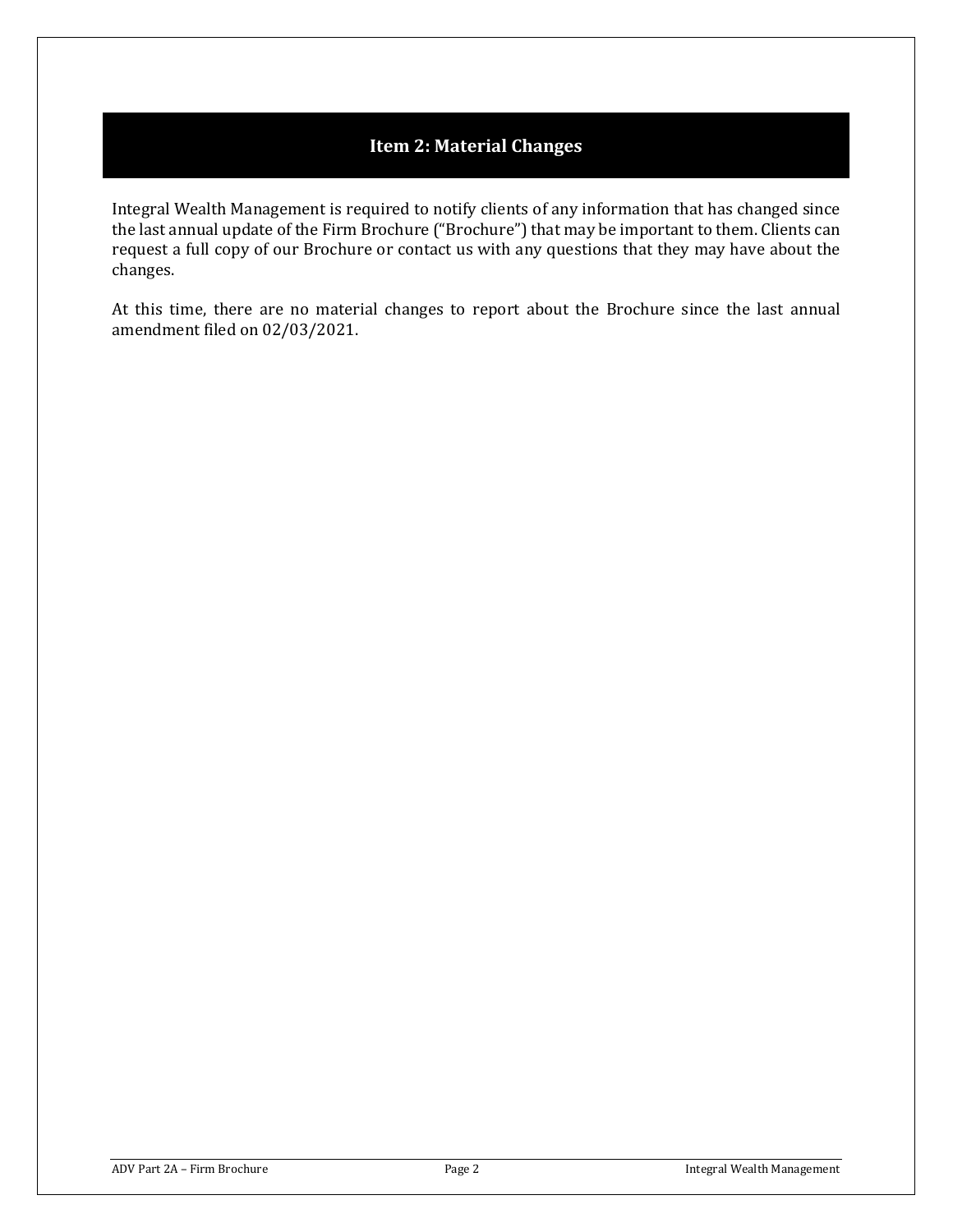## Item 2: Material Changes

Integral Wealth Management is required to notify clients of any information that has changed since the last annual update of the Firm Brochure ("Brochure") that may be important to them. Clients can request a full copy of our Brochure or contact us with any questions that they may have about the changes.

At this time, there are no material changes to report about the Brochure since the last annual amendment filed on 02/03/2021.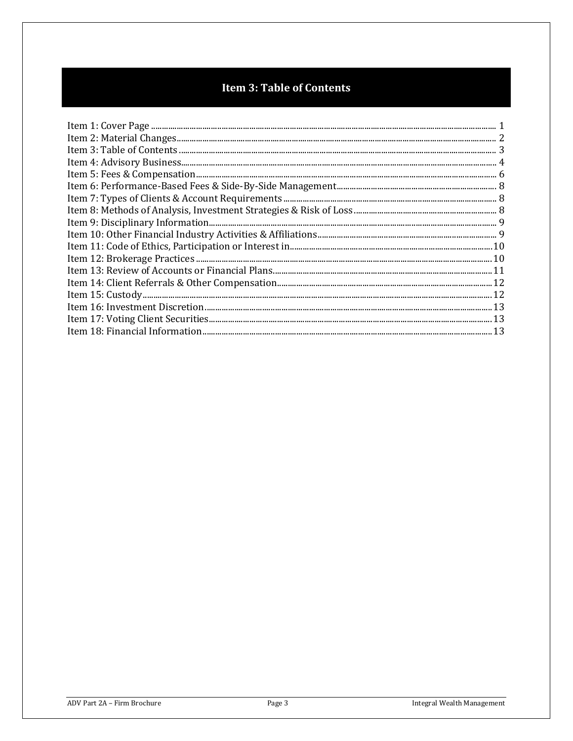## Item 3: Table of Contents

Item 1: Cover Page ........ 1
Item 2: Material Changes ........ 2
Item 3: Table of Contents ........ 3
Item 4: Advisory Business ........ 4
Item 5: Fees & Compensation ........ 6
Item 6: Performance-Based Fees & Side-By-Side Management ........ 8
Item 7: Types of Clients & Account Requirements ........ 8
Item 8: Methods of Analysis, Investment Strategies & Risk of Loss ........ 8
Item 9: Disciplinary Information ........ 9
Item 10: Other Financial Industry Activities & Affiliations ........ 9
Item 11: Code of Ethics, Participation or Interest in ........ 10
Item 12: Brokerage Practices ........ 10
Item 13: Review of Accounts or Financial Plans ........ 11
Item 14: Client Referrals & Other Compensation ........ 12
Item 15: Custody ........ 12
Item 16: Investment Discretion ........ 13
Item 17: Voting Client Securities ........ 13
Item 18: Financial Information ........ 13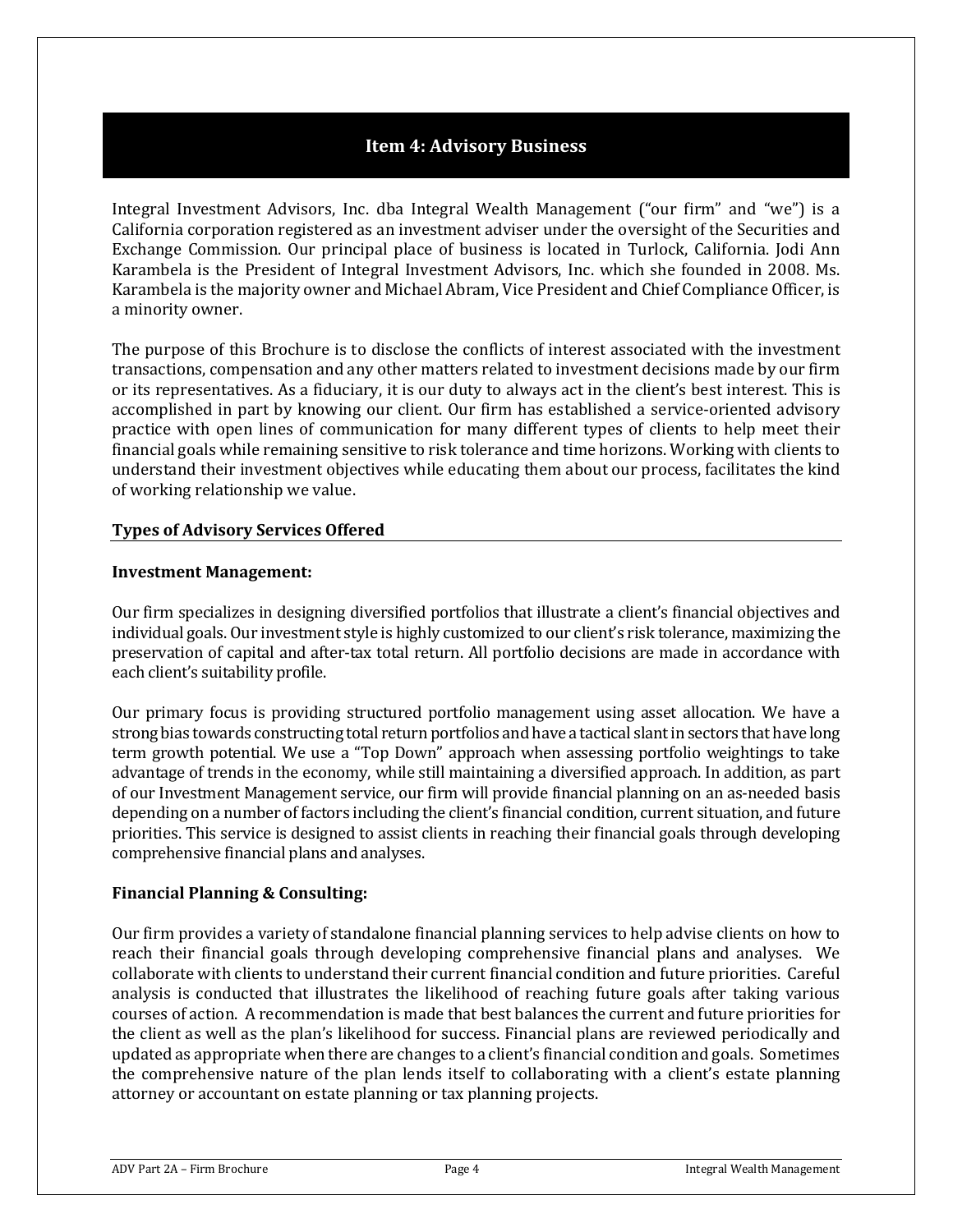## Item 4: Advisory Business

Integral Investment Advisors, Inc. dba Integral Wealth Management ("our firm" and "we") is a California corporation registered as an investment adviser under the oversight of the Securities and Exchange Commission. Our principal place of business is located in Turlock, California. Jodi Ann Karambela is the President of Integral Investment Advisors, Inc. which she founded in 2008. Ms. Karambela is the majority owner and Michael Abram, Vice President and Chief Compliance Officer, is a minority owner.

The purpose of this Brochure is to disclose the conflicts of interest associated with the investment transactions, compensation and any other matters related to investment decisions made by our firm or its representatives. As a fiduciary, it is our duty to always act in the client's best interest. This is accomplished in part by knowing our client. Our firm has established a service-oriented advisory practice with open lines of communication for many different types of clients to help meet their financial goals while remaining sensitive to risk tolerance and time horizons. Working with clients to understand their investment objectives while educating them about our process, facilitates the kind of working relationship we value.

### Types of Advisory Services Offered

**Investment Management:**

Our firm specializes in designing diversified portfolios that illustrate a client's financial objectives and individual goals. Our investment style is highly customized to our client's risk tolerance, maximizing the preservation of capital and after-tax total return. All portfolio decisions are made in accordance with each client's suitability profile.

Our primary focus is providing structured portfolio management using asset allocation. We have a strong bias towards constructing total return portfolios and have a tactical slant in sectors that have long term growth potential. We use a "Top Down" approach when assessing portfolio weightings to take advantage of trends in the economy, while still maintaining a diversified approach. In addition, as part of our Investment Management service, our firm will provide financial planning on an as-needed basis depending on a number of factors including the client's financial condition, current situation, and future priorities. This service is designed to assist clients in reaching their financial goals through developing comprehensive financial plans and analyses.

**Financial Planning & Consulting:**

Our firm provides a variety of standalone financial planning services to help advise clients on how to reach their financial goals through developing comprehensive financial plans and analyses. We collaborate with clients to understand their current financial condition and future priorities. Careful analysis is conducted that illustrates the likelihood of reaching future goals after taking various courses of action. A recommendation is made that best balances the current and future priorities for the client as well as the plan's likelihood for success. Financial plans are reviewed periodically and updated as appropriate when there are changes to a client's financial condition and goals. Sometimes the comprehensive nature of the plan lends itself to collaborating with a client's estate planning attorney or accountant on estate planning or tax planning projects.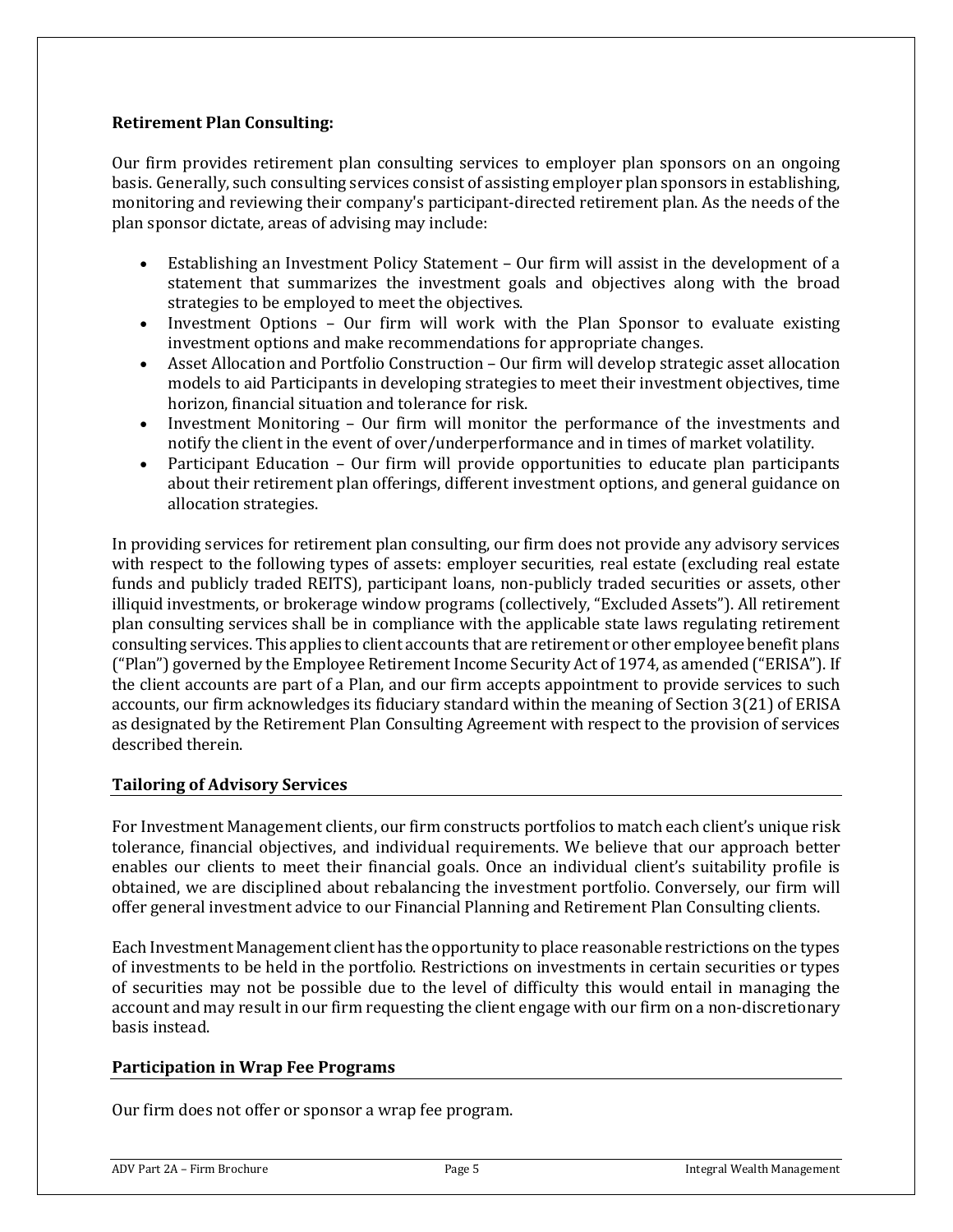**Retirement Plan Consulting:**

Our firm provides retirement plan consulting services to employer plan sponsors on an ongoing basis. Generally, such consulting services consist of assisting employer plan sponsors in establishing, monitoring and reviewing their company's participant-directed retirement plan. As the needs of the plan sponsor dictate, areas of advising may include:

- Establishing an Investment Policy Statement – Our firm will assist in the development of a statement that summarizes the investment goals and objectives along with the broad strategies to be employed to meet the objectives.
- Investment Options – Our firm will work with the Plan Sponsor to evaluate existing investment options and make recommendations for appropriate changes.
- Asset Allocation and Portfolio Construction – Our firm will develop strategic asset allocation models to aid Participants in developing strategies to meet their investment objectives, time horizon, financial situation and tolerance for risk.
- Investment Monitoring – Our firm will monitor the performance of the investments and notify the client in the event of over/underperformance and in times of market volatility.
- Participant Education – Our firm will provide opportunities to educate plan participants about their retirement plan offerings, different investment options, and general guidance on allocation strategies.

In providing services for retirement plan consulting, our firm does not provide any advisory services with respect to the following types of assets: employer securities, real estate (excluding real estate funds and publicly traded REITS), participant loans, non-publicly traded securities or assets, other illiquid investments, or brokerage window programs (collectively, "Excluded Assets"). All retirement plan consulting services shall be in compliance with the applicable state laws regulating retirement consulting services. This applies to client accounts that are retirement or other employee benefit plans ("Plan") governed by the Employee Retirement Income Security Act of 1974, as amended ("ERISA"). If the client accounts are part of a Plan, and our firm accepts appointment to provide services to such accounts, our firm acknowledges its fiduciary standard within the meaning of Section 3(21) of ERISA as designated by the Retirement Plan Consulting Agreement with respect to the provision of services described therein.

## Tailoring of Advisory Services

For Investment Management clients, our firm constructs portfolios to match each client's unique risk tolerance, financial objectives, and individual requirements. We believe that our approach better enables our clients to meet their financial goals. Once an individual client's suitability profile is obtained, we are disciplined about rebalancing the investment portfolio. Conversely, our firm will offer general investment advice to our Financial Planning and Retirement Plan Consulting clients.

Each Investment Management client has the opportunity to place reasonable restrictions on the types of investments to be held in the portfolio. Restrictions on investments in certain securities or types of securities may not be possible due to the level of difficulty this would entail in managing the account and may result in our firm requesting the client engage with our firm on a non-discretionary basis instead.

## Participation in Wrap Fee Programs

Our firm does not offer or sponsor a wrap fee program.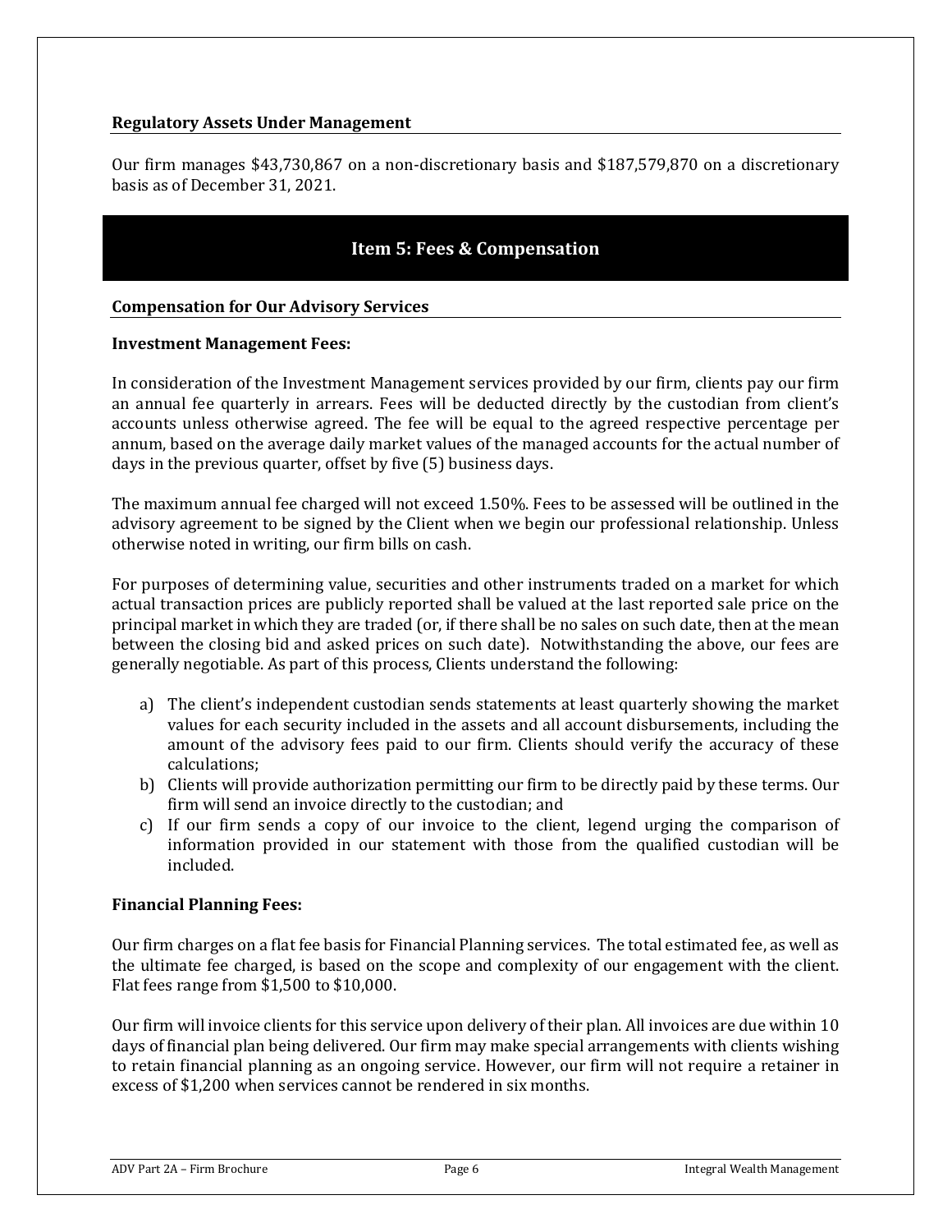### Regulatory Assets Under Management

Our firm manages $43,730,867 on a non-discretionary basis and $187,579,870 on a discretionary basis as of December 31, 2021.

## Item 5: Fees & Compensation

### Compensation for Our Advisory Services

**Investment Management Fees:**

In consideration of the Investment Management services provided by our firm, clients pay our firm an annual fee quarterly in arrears. Fees will be deducted directly by the custodian from client's accounts unless otherwise agreed. The fee will be equal to the agreed respective percentage per annum, based on the average daily market values of the managed accounts for the actual number of days in the previous quarter, offset by five (5) business days.

The maximum annual fee charged will not exceed 1.50%. Fees to be assessed will be outlined in the advisory agreement to be signed by the Client when we begin our professional relationship. Unless otherwise noted in writing, our firm bills on cash.

For purposes of determining value, securities and other instruments traded on a market for which actual transaction prices are publicly reported shall be valued at the last reported sale price on the principal market in which they are traded (or, if there shall be no sales on such date, then at the mean between the closing bid and asked prices on such date). Notwithstanding the above, our fees are generally negotiable. As part of this process, Clients understand the following:

a) The client's independent custodian sends statements at least quarterly showing the market values for each security included in the assets and all account disbursements, including the amount of the advisory fees paid to our firm. Clients should verify the accuracy of these calculations;
b) Clients will provide authorization permitting our firm to be directly paid by these terms. Our firm will send an invoice directly to the custodian; and
c) If our firm sends a copy of our invoice to the client, legend urging the comparison of information provided in our statement with those from the qualified custodian will be included.

**Financial Planning Fees:**

Our firm charges on a flat fee basis for Financial Planning services. The total estimated fee, as well as the ultimate fee charged, is based on the scope and complexity of our engagement with the client. Flat fees range from $1,500 to $10,000.

Our firm will invoice clients for this service upon delivery of their plan. All invoices are due within 10 days of financial plan being delivered. Our firm may make special arrangements with clients wishing to retain financial planning as an ongoing service. However, our firm will not require a retainer in excess of $1,200 when services cannot be rendered in six months.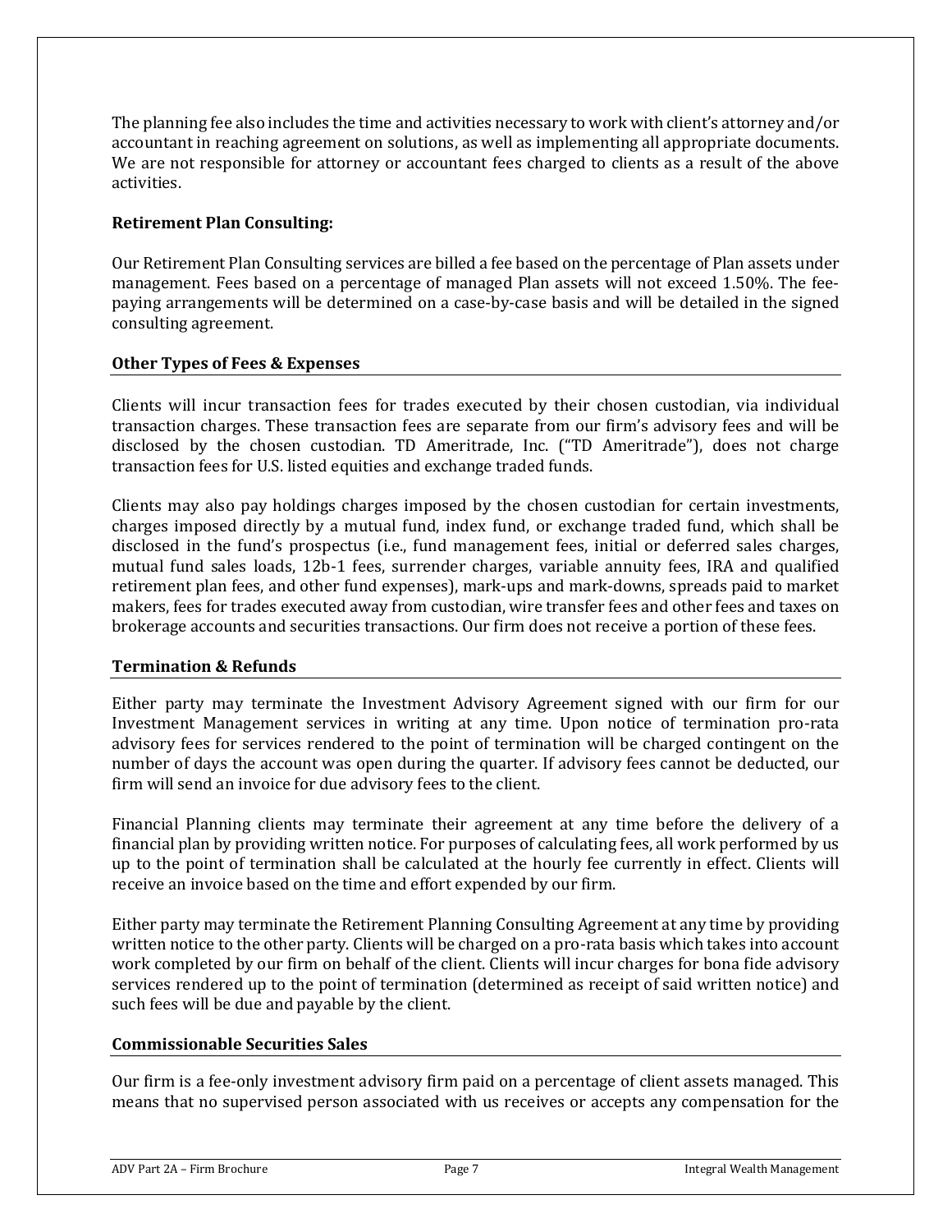The planning fee also includes the time and activities necessary to work with client's attorney and/or accountant in reaching agreement on solutions, as well as implementing all appropriate documents. We are not responsible for attorney or accountant fees charged to clients as a result of the above activities.

**Retirement Plan Consulting:**

Our Retirement Plan Consulting services are billed a fee based on the percentage of Plan assets under management. Fees based on a percentage of managed Plan assets will not exceed 1.50%. The fee-paying arrangements will be determined on a case-by-case basis and will be detailed in the signed consulting agreement.

### Other Types of Fees & Expenses

Clients will incur transaction fees for trades executed by their chosen custodian, via individual transaction charges. These transaction fees are separate from our firm's advisory fees and will be disclosed by the chosen custodian. TD Ameritrade, Inc. ("TD Ameritrade"), does not charge transaction fees for U.S. listed equities and exchange traded funds.

Clients may also pay holdings charges imposed by the chosen custodian for certain investments, charges imposed directly by a mutual fund, index fund, or exchange traded fund, which shall be disclosed in the fund's prospectus (i.e., fund management fees, initial or deferred sales charges, mutual fund sales loads, 12b-1 fees, surrender charges, variable annuity fees, IRA and qualified retirement plan fees, and other fund expenses), mark-ups and mark-downs, spreads paid to market makers, fees for trades executed away from custodian, wire transfer fees and other fees and taxes on brokerage accounts and securities transactions. Our firm does not receive a portion of these fees.

### Termination & Refunds

Either party may terminate the Investment Advisory Agreement signed with our firm for our Investment Management services in writing at any time. Upon notice of termination pro-rata advisory fees for services rendered to the point of termination will be charged contingent on the number of days the account was open during the quarter. If advisory fees cannot be deducted, our firm will send an invoice for due advisory fees to the client.

Financial Planning clients may terminate their agreement at any time before the delivery of a financial plan by providing written notice. For purposes of calculating fees, all work performed by us up to the point of termination shall be calculated at the hourly fee currently in effect. Clients will receive an invoice based on the time and effort expended by our firm.

Either party may terminate the Retirement Planning Consulting Agreement at any time by providing written notice to the other party. Clients will be charged on a pro-rata basis which takes into account work completed by our firm on behalf of the client. Clients will incur charges for bona fide advisory services rendered up to the point of termination (determined as receipt of said written notice) and such fees will be due and payable by the client.

### Commissionable Securities Sales

Our firm is a fee-only investment advisory firm paid on a percentage of client assets managed. This means that no supervised person associated with us receives or accepts any compensation for the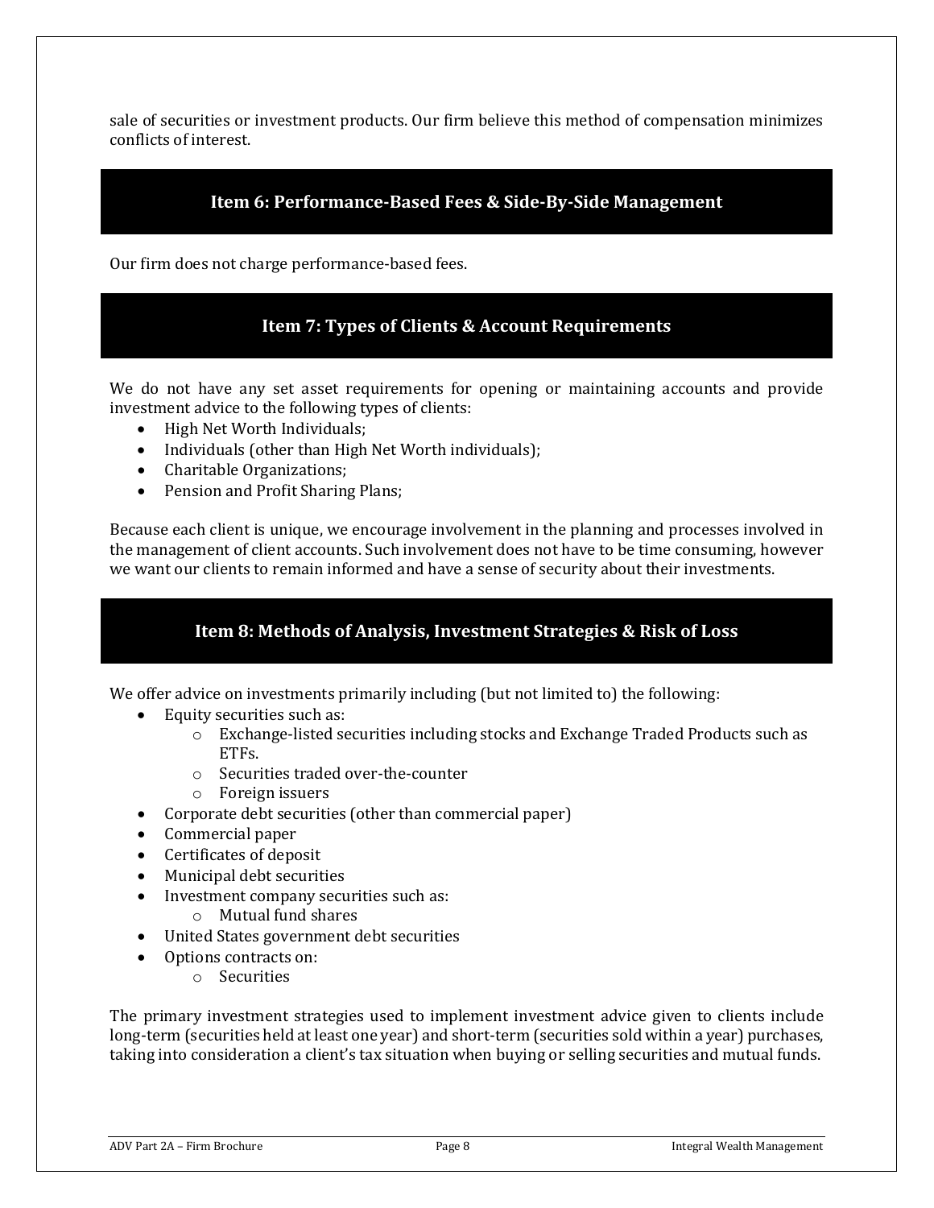sale of securities or investment products. Our firm believe this method of compensation minimizes conflicts of interest.

## Item 6: Performance-Based Fees & Side-By-Side Management

Our firm does not charge performance-based fees.

## Item 7: Types of Clients & Account Requirements

We do not have any set asset requirements for opening or maintaining accounts and provide investment advice to the following types of clients:

- High Net Worth Individuals;
- Individuals (other than High Net Worth individuals);
- Charitable Organizations;
- Pension and Profit Sharing Plans;

Because each client is unique, we encourage involvement in the planning and processes involved in the management of client accounts. Such involvement does not have to be time consuming, however we want our clients to remain informed and have a sense of security about their investments.

## Item 8: Methods of Analysis, Investment Strategies & Risk of Loss

We offer advice on investments primarily including (but not limited to) the following:

- Equity securities such as:
  - Exchange-listed securities including stocks and Exchange Traded Products such as ETFs.
  - Securities traded over-the-counter
  - Foreign issuers
- Corporate debt securities (other than commercial paper)
- Commercial paper
- Certificates of deposit
- Municipal debt securities
- Investment company securities such as:
  - Mutual fund shares
- United States government debt securities
- Options contracts on:
  - Securities

The primary investment strategies used to implement investment advice given to clients include long-term (securities held at least one year) and short-term (securities sold within a year) purchases, taking into consideration a client's tax situation when buying or selling securities and mutual funds.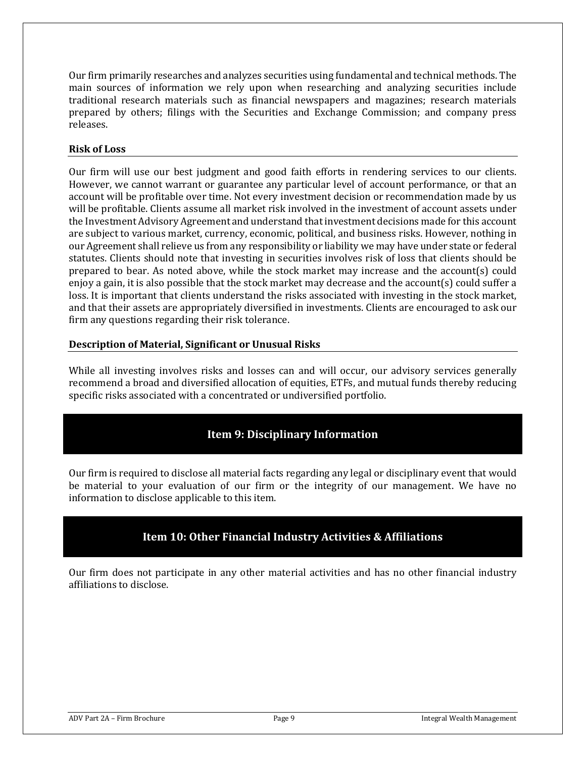Our firm primarily researches and analyzes securities using fundamental and technical methods. The main sources of information we rely upon when researching and analyzing securities include traditional research materials such as financial newspapers and magazines; research materials prepared by others; filings with the Securities and Exchange Commission; and company press releases.

### Risk of Loss

Our firm will use our best judgment and good faith efforts in rendering services to our clients. However, we cannot warrant or guarantee any particular level of account performance, or that an account will be profitable over time. Not every investment decision or recommendation made by us will be profitable. Clients assume all market risk involved in the investment of account assets under the Investment Advisory Agreement and understand that investment decisions made for this account are subject to various market, currency, economic, political, and business risks. However, nothing in our Agreement shall relieve us from any responsibility or liability we may have under state or federal statutes. Clients should note that investing in securities involves risk of loss that clients should be prepared to bear. As noted above, while the stock market may increase and the account(s) could enjoy a gain, it is also possible that the stock market may decrease and the account(s) could suffer a loss. It is important that clients understand the risks associated with investing in the stock market, and that their assets are appropriately diversified in investments. Clients are encouraged to ask our firm any questions regarding their risk tolerance.

### Description of Material, Significant or Unusual Risks

While all investing involves risks and losses can and will occur, our advisory services generally recommend a broad and diversified allocation of equities, ETFs, and mutual funds thereby reducing specific risks associated with a concentrated or undiversified portfolio.

## Item 9: Disciplinary Information

Our firm is required to disclose all material facts regarding any legal or disciplinary event that would be material to your evaluation of our firm or the integrity of our management. We have no information to disclose applicable to this item.

## Item 10: Other Financial Industry Activities & Affiliations

Our firm does not participate in any other material activities and has no other financial industry affiliations to disclose.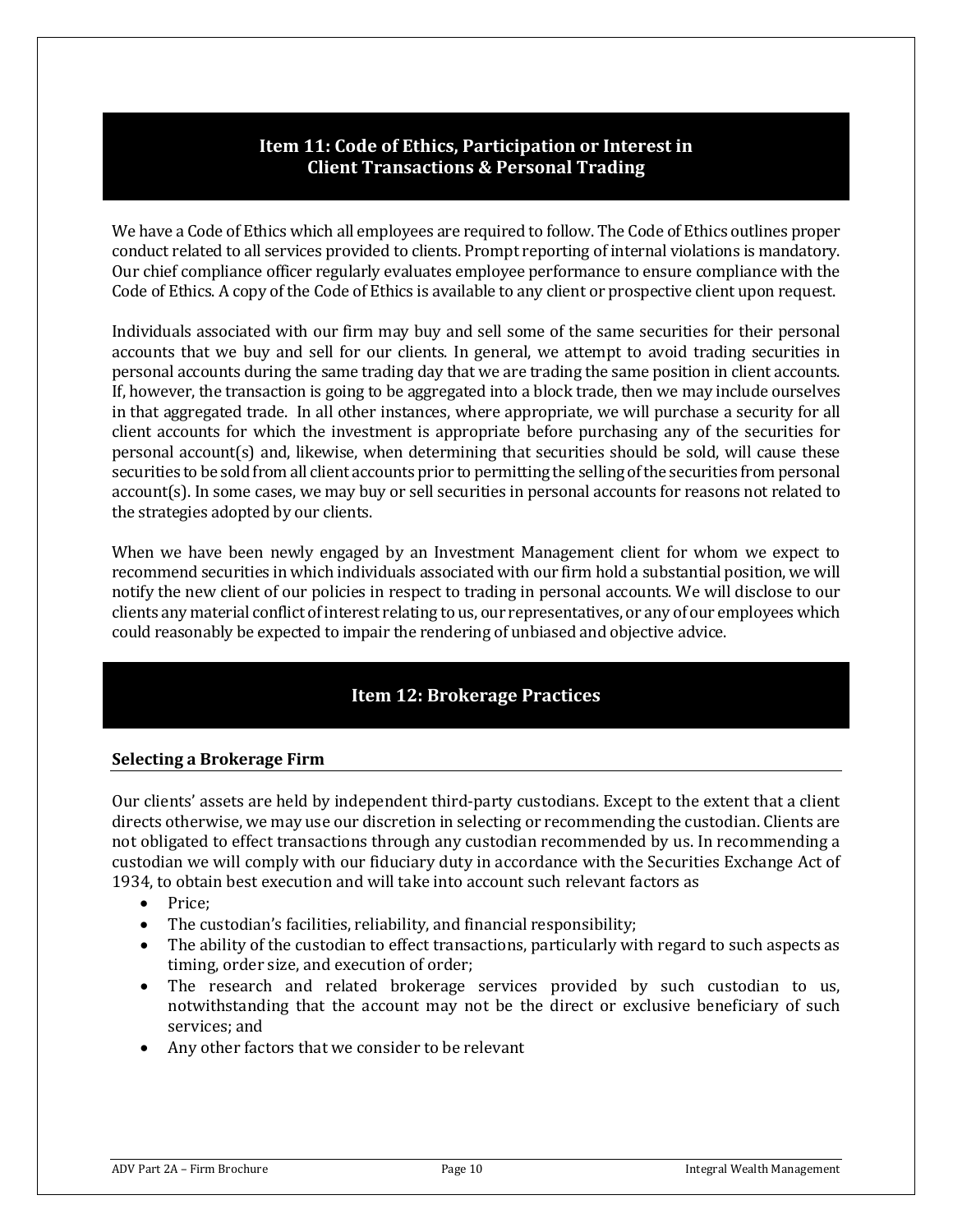## Item 11: Code of Ethics, Participation or Interest in Client Transactions & Personal Trading

We have a Code of Ethics which all employees are required to follow. The Code of Ethics outlines proper conduct related to all services provided to clients. Prompt reporting of internal violations is mandatory. Our chief compliance officer regularly evaluates employee performance to ensure compliance with the Code of Ethics. A copy of the Code of Ethics is available to any client or prospective client upon request.

Individuals associated with our firm may buy and sell some of the same securities for their personal accounts that we buy and sell for our clients. In general, we attempt to avoid trading securities in personal accounts during the same trading day that we are trading the same position in client accounts. If, however, the transaction is going to be aggregated into a block trade, then we may include ourselves in that aggregated trade. In all other instances, where appropriate, we will purchase a security for all client accounts for which the investment is appropriate before purchasing any of the securities for personal account(s) and, likewise, when determining that securities should be sold, will cause these securities to be sold from all client accounts prior to permitting the selling of the securities from personal account(s). In some cases, we may buy or sell securities in personal accounts for reasons not related to the strategies adopted by our clients.

When we have been newly engaged by an Investment Management client for whom we expect to recommend securities in which individuals associated with our firm hold a substantial position, we will notify the new client of our policies in respect to trading in personal accounts. We will disclose to our clients any material conflict of interest relating to us, our representatives, or any of our employees which could reasonably be expected to impair the rendering of unbiased and objective advice.

## Item 12: Brokerage Practices

### Selecting a Brokerage Firm

Our clients' assets are held by independent third-party custodians. Except to the extent that a client directs otherwise, we may use our discretion in selecting or recommending the custodian. Clients are not obligated to effect transactions through any custodian recommended by us. In recommending a custodian we will comply with our fiduciary duty in accordance with the Securities Exchange Act of 1934, to obtain best execution and will take into account such relevant factors as

- Price;
- The custodian's facilities, reliability, and financial responsibility;
- The ability of the custodian to effect transactions, particularly with regard to such aspects as timing, order size, and execution of order;
- The research and related brokerage services provided by such custodian to us, notwithstanding that the account may not be the direct or exclusive beneficiary of such services; and
- Any other factors that we consider to be relevant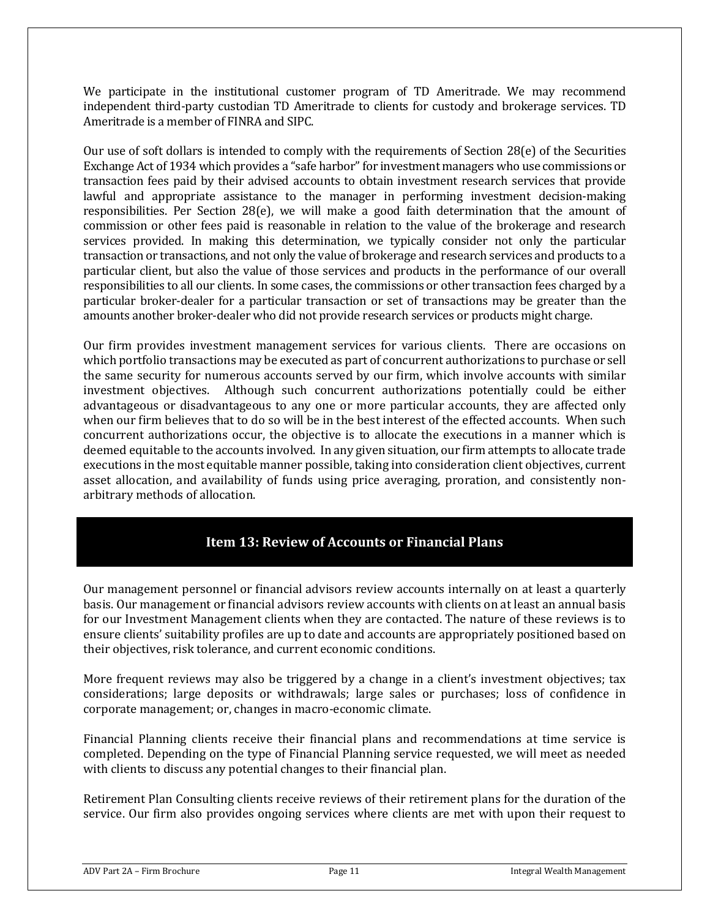We participate in the institutional customer program of TD Ameritrade. We may recommend independent third-party custodian TD Ameritrade to clients for custody and brokerage services. TD Ameritrade is a member of FINRA and SIPC.

Our use of soft dollars is intended to comply with the requirements of Section 28(e) of the Securities Exchange Act of 1934 which provides a "safe harbor" for investment managers who use commissions or transaction fees paid by their advised accounts to obtain investment research services that provide lawful and appropriate assistance to the manager in performing investment decision-making responsibilities. Per Section 28(e), we will make a good faith determination that the amount of commission or other fees paid is reasonable in relation to the value of the brokerage and research services provided. In making this determination, we typically consider not only the particular transaction or transactions, and not only the value of brokerage and research services and products to a particular client, but also the value of those services and products in the performance of our overall responsibilities to all our clients. In some cases, the commissions or other transaction fees charged by a particular broker-dealer for a particular transaction or set of transactions may be greater than the amounts another broker-dealer who did not provide research services or products might charge.

Our firm provides investment management services for various clients. There are occasions on which portfolio transactions may be executed as part of concurrent authorizations to purchase or sell the same security for numerous accounts served by our firm, which involve accounts with similar investment objectives. Although such concurrent authorizations potentially could be either advantageous or disadvantageous to any one or more particular accounts, they are affected only when our firm believes that to do so will be in the best interest of the effected accounts. When such concurrent authorizations occur, the objective is to allocate the executions in a manner which is deemed equitable to the accounts involved. In any given situation, our firm attempts to allocate trade executions in the most equitable manner possible, taking into consideration client objectives, current asset allocation, and availability of funds using price averaging, proration, and consistently non-arbitrary methods of allocation.

## Item 13: Review of Accounts or Financial Plans

Our management personnel or financial advisors review accounts internally on at least a quarterly basis. Our management or financial advisors review accounts with clients on at least an annual basis for our Investment Management clients when they are contacted. The nature of these reviews is to ensure clients' suitability profiles are up to date and accounts are appropriately positioned based on their objectives, risk tolerance, and current economic conditions.

More frequent reviews may also be triggered by a change in a client's investment objectives; tax considerations; large deposits or withdrawals; large sales or purchases; loss of confidence in corporate management; or, changes in macro-economic climate.

Financial Planning clients receive their financial plans and recommendations at time service is completed. Depending on the type of Financial Planning service requested, we will meet as needed with clients to discuss any potential changes to their financial plan.

Retirement Plan Consulting clients receive reviews of their retirement plans for the duration of the service. Our firm also provides ongoing services where clients are met with upon their request to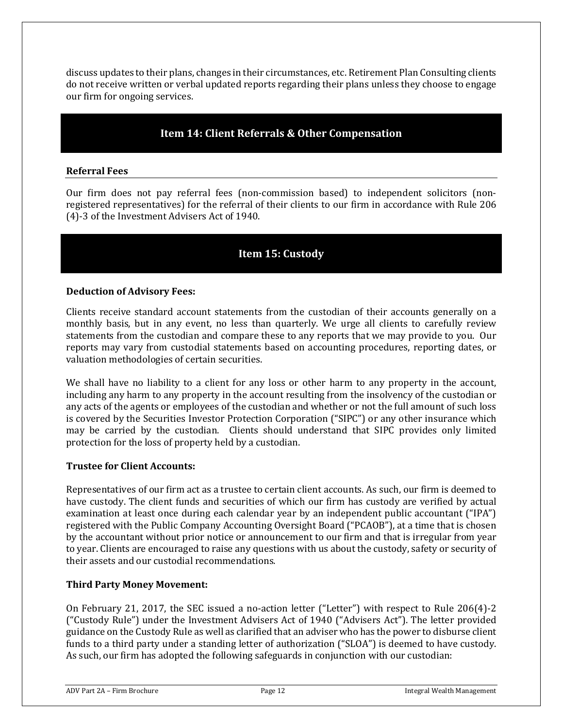discuss updates to their plans, changes in their circumstances, etc. Retirement Plan Consulting clients do not receive written or verbal updated reports regarding their plans unless they choose to engage our firm for ongoing services.

## Item 14: Client Referrals & Other Compensation

### Referral Fees

Our firm does not pay referral fees (non-commission based) to independent solicitors (non-registered representatives) for the referral of their clients to our firm in accordance with Rule 206 (4)-3 of the Investment Advisers Act of 1940.

## Item 15: Custody

### Deduction of Advisory Fees:

Clients receive standard account statements from the custodian of their accounts generally on a monthly basis, but in any event, no less than quarterly. We urge all clients to carefully review statements from the custodian and compare these to any reports that we may provide to you. Our reports may vary from custodial statements based on accounting procedures, reporting dates, or valuation methodologies of certain securities.

We shall have no liability to a client for any loss or other harm to any property in the account, including any harm to any property in the account resulting from the insolvency of the custodian or any acts of the agents or employees of the custodian and whether or not the full amount of such loss is covered by the Securities Investor Protection Corporation ("SIPC") or any other insurance which may be carried by the custodian. Clients should understand that SIPC provides only limited protection for the loss of property held by a custodian.

### Trustee for Client Accounts:

Representatives of our firm act as a trustee to certain client accounts. As such, our firm is deemed to have custody. The client funds and securities of which our firm has custody are verified by actual examination at least once during each calendar year by an independent public accountant ("IPA") registered with the Public Company Accounting Oversight Board ("PCAOB"), at a time that is chosen by the accountant without prior notice or announcement to our firm and that is irregular from year to year. Clients are encouraged to raise any questions with us about the custody, safety or security of their assets and our custodial recommendations.

### Third Party Money Movement:

On February 21, 2017, the SEC issued a no-action letter ("Letter") with respect to Rule 206(4)-2 ("Custody Rule") under the Investment Advisers Act of 1940 ("Advisers Act"). The letter provided guidance on the Custody Rule as well as clarified that an adviser who has the power to disburse client funds to a third party under a standing letter of authorization ("SLOA") is deemed to have custody. As such, our firm has adopted the following safeguards in conjunction with our custodian: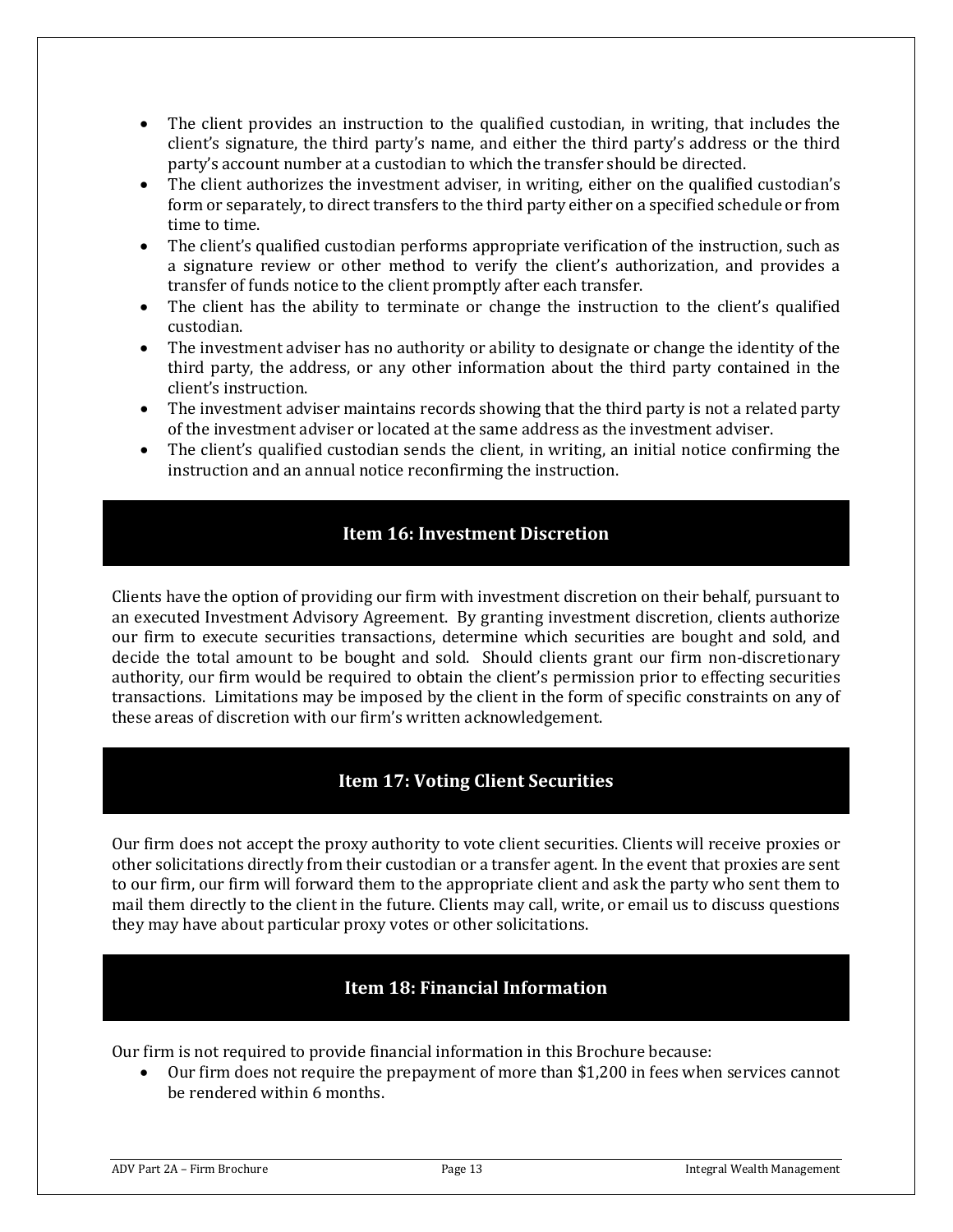- The client provides an instruction to the qualified custodian, in writing, that includes the client's signature, the third party's name, and either the third party's address or the third party's account number at a custodian to which the transfer should be directed.
- The client authorizes the investment adviser, in writing, either on the qualified custodian's form or separately, to direct transfers to the third party either on a specified schedule or from time to time.
- The client's qualified custodian performs appropriate verification of the instruction, such as a signature review or other method to verify the client's authorization, and provides a transfer of funds notice to the client promptly after each transfer.
- The client has the ability to terminate or change the instruction to the client's qualified custodian.
- The investment adviser has no authority or ability to designate or change the identity of the third party, the address, or any other information about the third party contained in the client's instruction.
- The investment adviser maintains records showing that the third party is not a related party of the investment adviser or located at the same address as the investment adviser.
- The client's qualified custodian sends the client, in writing, an initial notice confirming the instruction and an annual notice reconfirming the instruction.

## Item 16: Investment Discretion

Clients have the option of providing our firm with investment discretion on their behalf, pursuant to an executed Investment Advisory Agreement. By granting investment discretion, clients authorize our firm to execute securities transactions, determine which securities are bought and sold, and decide the total amount to be bought and sold. Should clients grant our firm non-discretionary authority, our firm would be required to obtain the client's permission prior to effecting securities transactions. Limitations may be imposed by the client in the form of specific constraints on any of these areas of discretion with our firm's written acknowledgement.

## Item 17: Voting Client Securities

Our firm does not accept the proxy authority to vote client securities. Clients will receive proxies or other solicitations directly from their custodian or a transfer agent. In the event that proxies are sent to our firm, our firm will forward them to the appropriate client and ask the party who sent them to mail them directly to the client in the future. Clients may call, write, or email us to discuss questions they may have about particular proxy votes or other solicitations.

## Item 18: Financial Information

Our firm is not required to provide financial information in this Brochure because:

- Our firm does not require the prepayment of more than $1,200 in fees when services cannot be rendered within 6 months.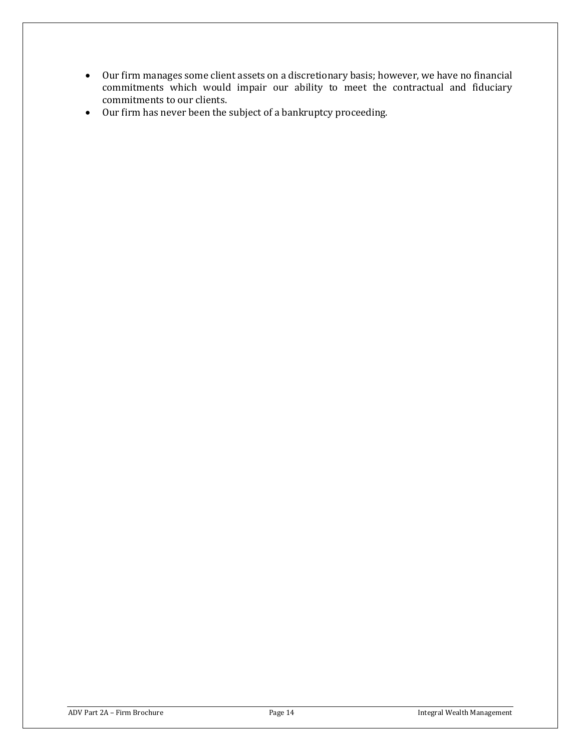- Our firm manages some client assets on a discretionary basis; however, we have no financial commitments which would impair our ability to meet the contractual and fiduciary commitments to our clients.
- Our firm has never been the subject of a bankruptcy proceeding.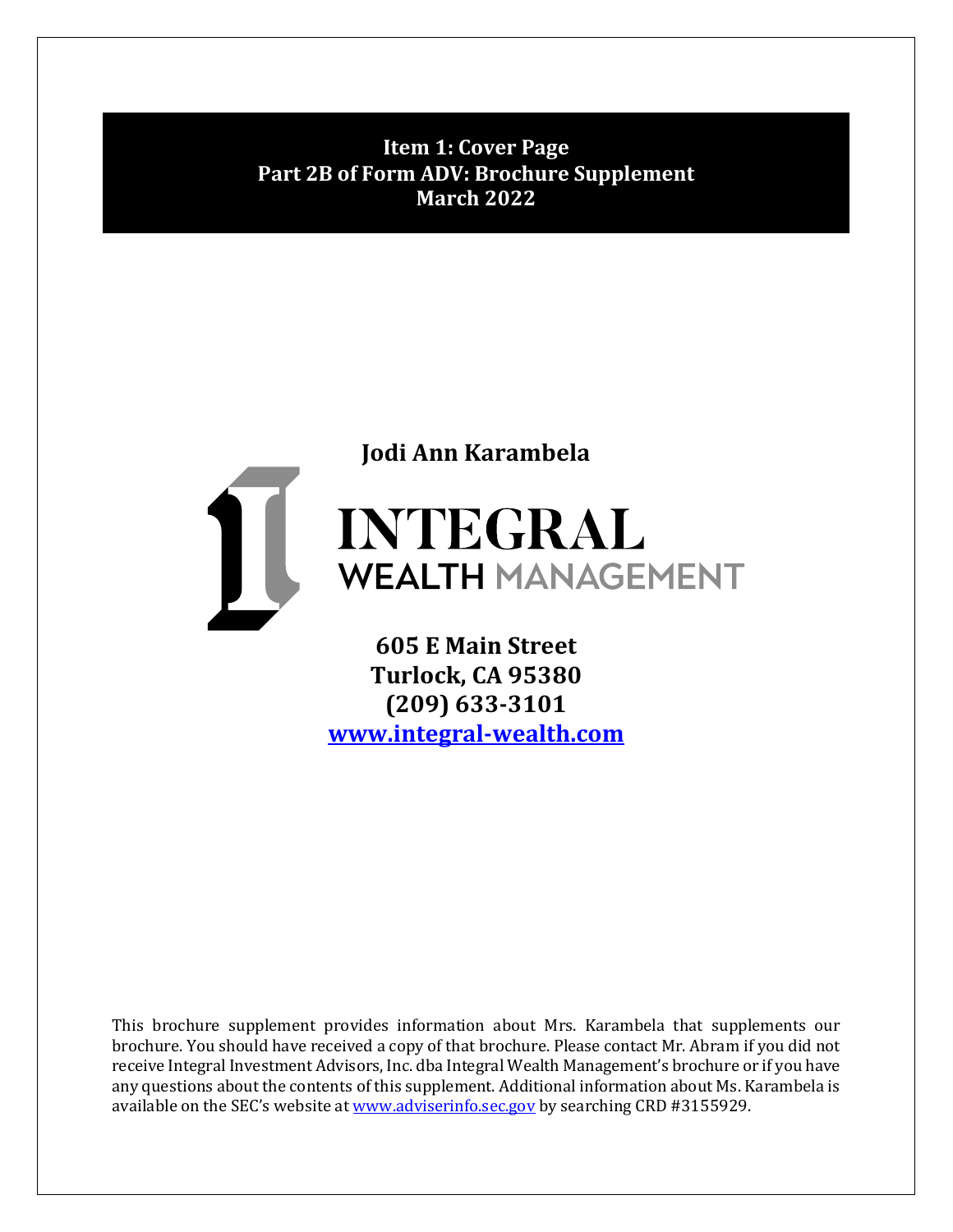# Item 1: Cover Page
## Part 2B of Form ADV: Brochure Supplement
## March 2022

**Jodi Ann Karambela**

INTEGRAL
WEALTH MANAGEMENT

**605 E Main Street**
**Turlock, CA 95380**
**(209) 633-3101**
**[www.integral-wealth.com](http://www.integral-wealth.com)**

This brochure supplement provides information about Mrs. Karambela that supplements our brochure. You should have received a copy of that brochure. Please contact Mr. Abram if you did not receive Integral Investment Advisors, Inc. dba Integral Wealth Management's brochure or if you have any questions about the contents of this supplement. Additional information about Ms. Karambela is available on the SEC's website at [www.adviserinfo.sec.gov](http://www.adviserinfo.sec.gov) by searching CRD #3155929.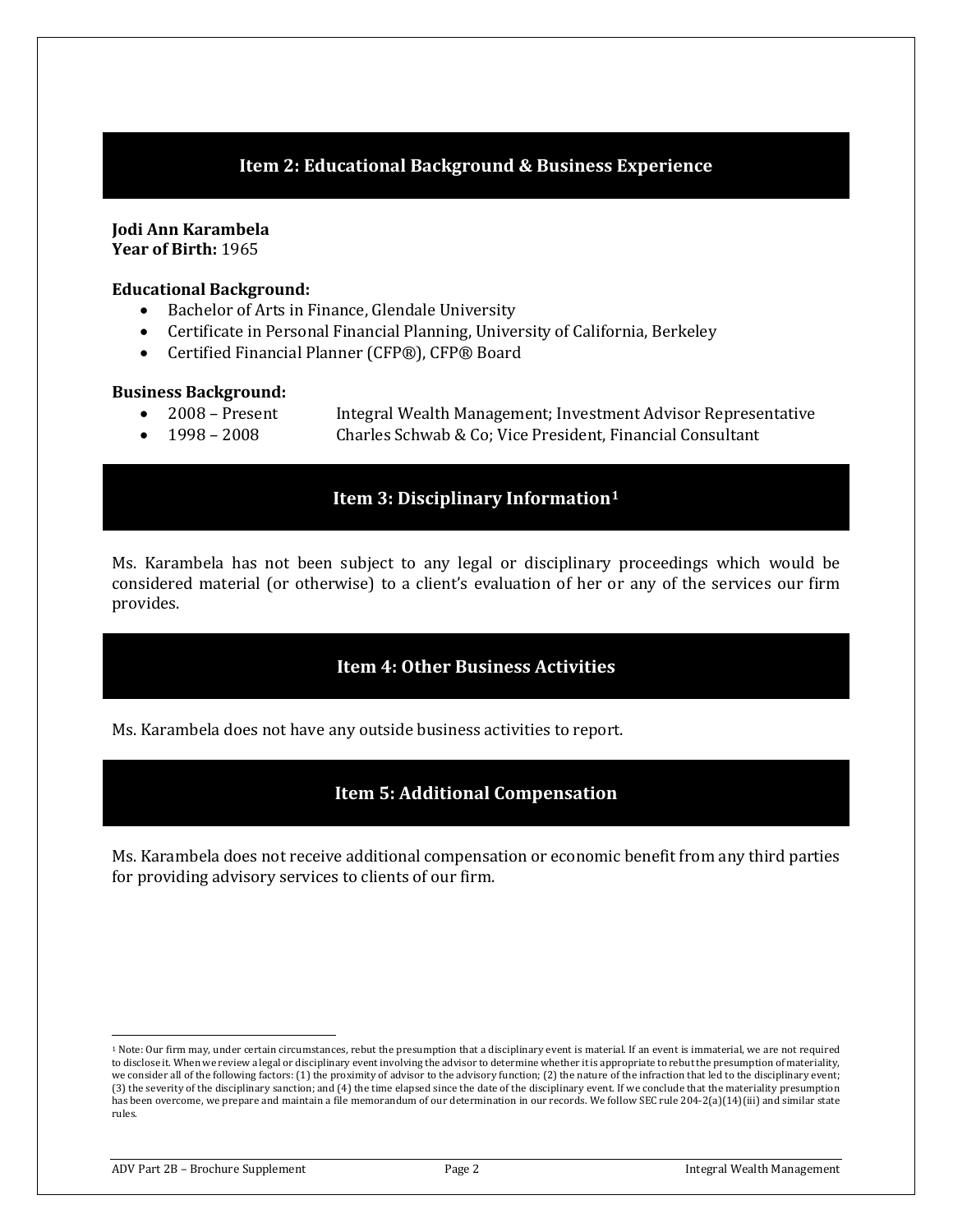## Item 2: Educational Background & Business Experience

**Jodi Ann Karambela**
**Year of Birth:** 1965

**Educational Background:**

- Bachelor of Arts in Finance, Glendale University
- Certificate in Personal Financial Planning, University of California, Berkeley
- Certified Financial Planner (CFP®), CFP® Board

**Business Background:**

- 2008 – Present Integral Wealth Management; Investment Advisor Representative
- 1998 – 2008 Charles Schwab & Co; Vice President, Financial Consultant

## Item 3: Disciplinary Information[1]

Ms. Karambela has not been subject to any legal or disciplinary proceedings which would be considered material (or otherwise) to a client's evaluation of her or any of the services our firm provides.

## Item 4: Other Business Activities

Ms. Karambela does not have any outside business activities to report.

## Item 5: Additional Compensation

Ms. Karambela does not receive additional compensation or economic benefit from any third parties for providing advisory services to clients of our firm.

[1] Note: Our firm may, under certain circumstances, rebut the presumption that a disciplinary event is material. If an event is immaterial, we are not required to disclose it. When we review a legal or disciplinary event involving the advisor to determine whether it is appropriate to rebut the presumption of materiality, we consider all of the following factors: (1) the proximity of advisor to the advisory function; (2) the nature of the infraction that led to the disciplinary event; (3) the severity of the disciplinary sanction; and (4) the time elapsed since the date of the disciplinary event. If we conclude that the materiality presumption has been overcome, we prepare and maintain a file memorandum of our determination in our records. We follow SEC rule 204-2(a)(14)(iii) and similar state rules.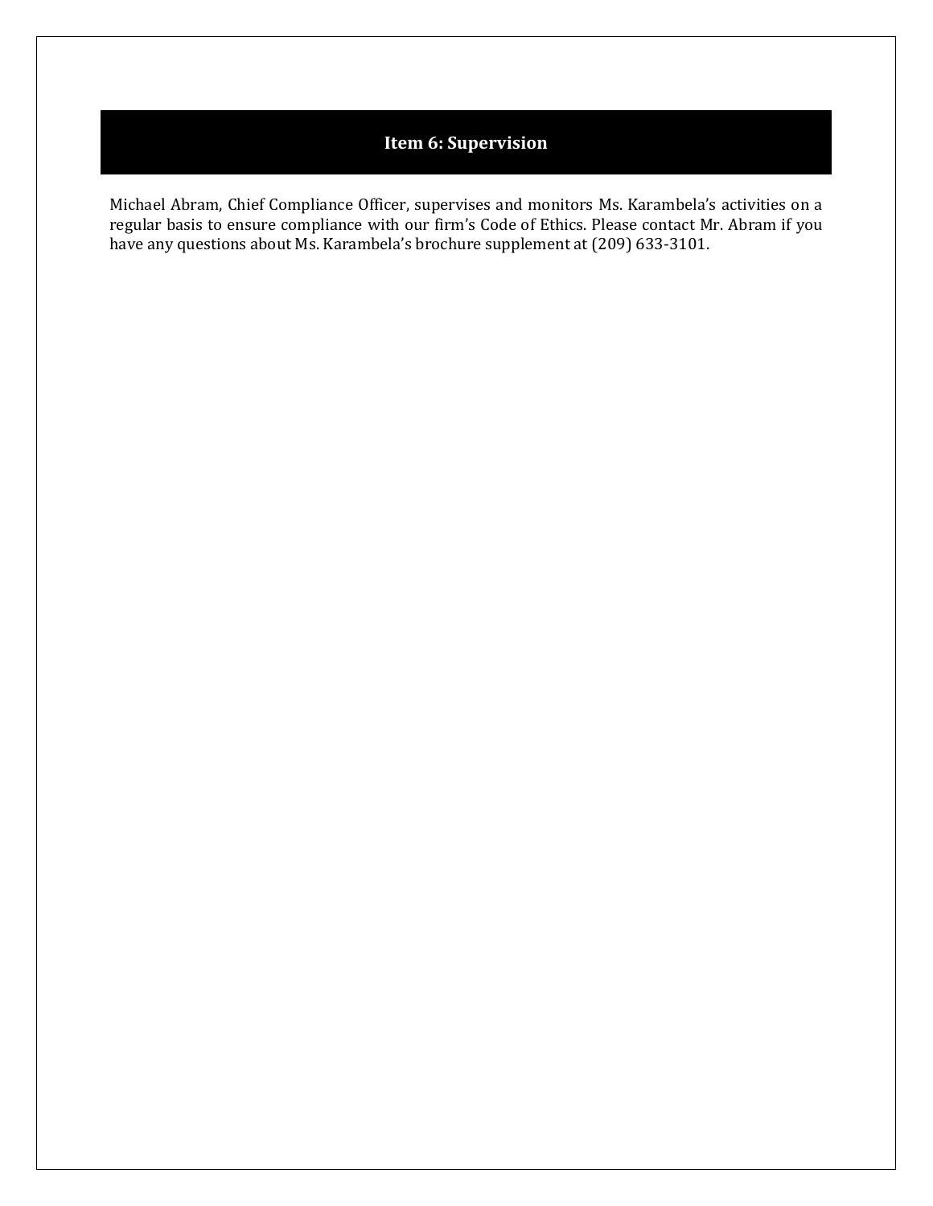## Item 6: Supervision

Michael Abram, Chief Compliance Officer, supervises and monitors Ms. Karambela's activities on a regular basis to ensure compliance with our firm's Code of Ethics. Please contact Mr. Abram if you have any questions about Ms. Karambela's brochure supplement at (209) 633-3101.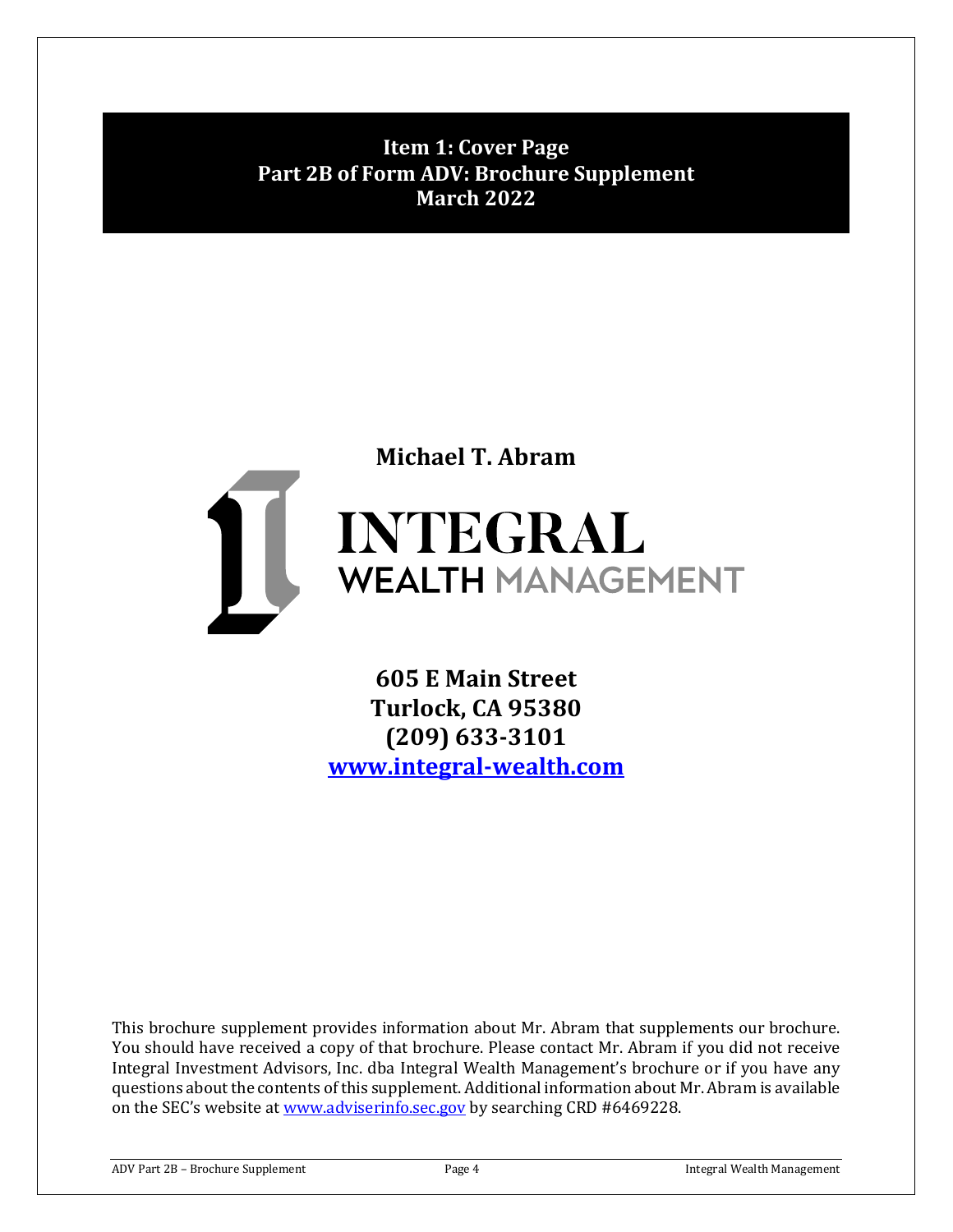# Item 1: Cover Page
## Part 2B of Form ADV: Brochure Supplement
## March 2022

**Michael T. Abram**

**INTEGRAL**
**WEALTH MANAGEMENT**

**605 E Main Street**
**Turlock, CA 95380**
**(209) 633-3101**
**www.integral-wealth.com**

This brochure supplement provides information about Mr. Abram that supplements our brochure. You should have received a copy of that brochure. Please contact Mr. Abram if you did not receive Integral Investment Advisors, Inc. dba Integral Wealth Management's brochure or if you have any questions about the contents of this supplement. Additional information about Mr. Abram is available on the SEC's website at www.adviserinfo.sec.gov by searching CRD #6469228.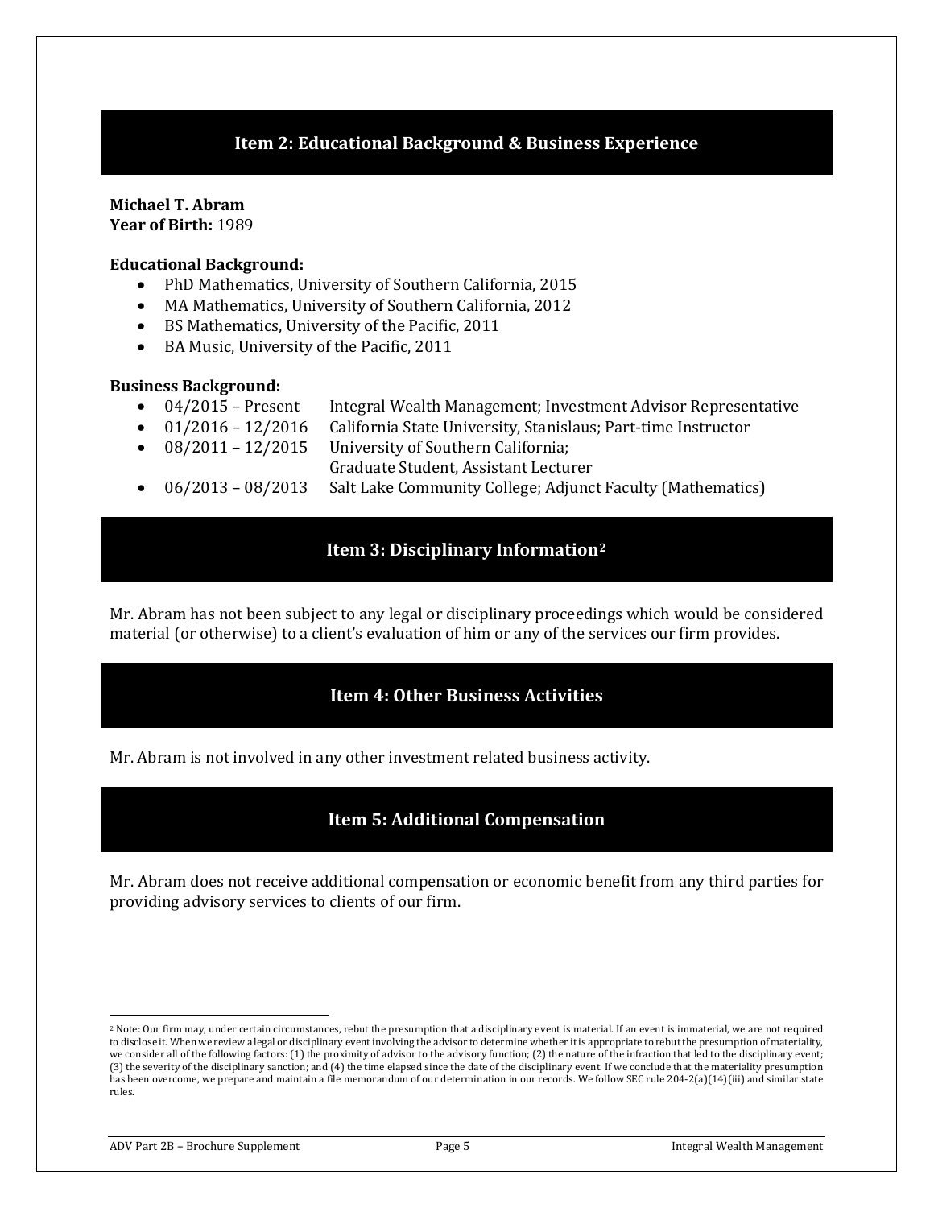## Item 2: Educational Background & Business Experience

**Michael T. Abram**
**Year of Birth:** 1989

**Educational Background:**

- PhD Mathematics, University of Southern California, 2015
- MA Mathematics, University of Southern California, 2012
- BS Mathematics, University of the Pacific, 2011
- BA Music, University of the Pacific, 2011

**Business Background:**

- 04/2015 – Present Integral Wealth Management; Investment Advisor Representative
- 01/2016 – 12/2016 California State University, Stanislaus; Part-time Instructor
- 08/2011 – 12/2015 University of Southern California; Graduate Student, Assistant Lecturer
- 06/2013 – 08/2013 Salt Lake Community College; Adjunct Faculty (Mathematics)

## Item 3: Disciplinary Information[2]

Mr. Abram has not been subject to any legal or disciplinary proceedings which would be considered material (or otherwise) to a client's evaluation of him or any of the services our firm provides.

## Item 4: Other Business Activities

Mr. Abram is not involved in any other investment related business activity.

## Item 5: Additional Compensation

Mr. Abram does not receive additional compensation or economic benefit from any third parties for providing advisory services to clients of our firm.

---

[2] Note: Our firm may, under certain circumstances, rebut the presumption that a disciplinary event is material. If an event is immaterial, we are not required to disclose it. When we review a legal or disciplinary event involving the advisor to determine whether it is appropriate to rebut the presumption of materiality, we consider all of the following factors: (1) the proximity of advisor to the advisory function; (2) the nature of the infraction that led to the disciplinary event; (3) the severity of the disciplinary sanction; and (4) the time elapsed since the date of the disciplinary event. If we conclude that the materiality presumption has been overcome, we prepare and maintain a file memorandum of our determination in our records. We follow SEC rule 204-2(a)(14)(iii) and similar state rules.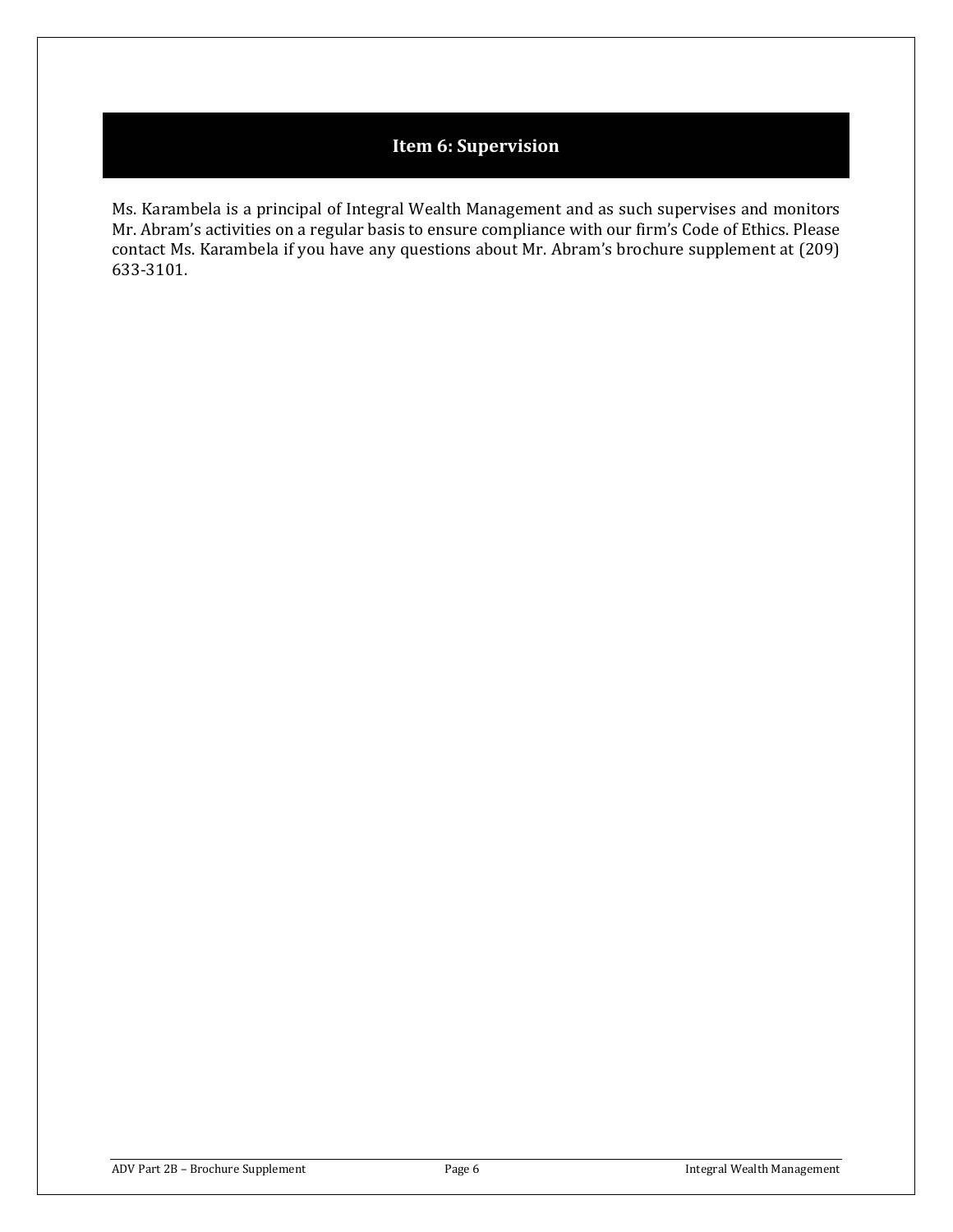## Item 6: Supervision

Ms. Karambela is a principal of Integral Wealth Management and as such supervises and monitors Mr. Abram's activities on a regular basis to ensure compliance with our firm's Code of Ethics. Please contact Ms. Karambela if you have any questions about Mr. Abram's brochure supplement at (209) 633-3101.